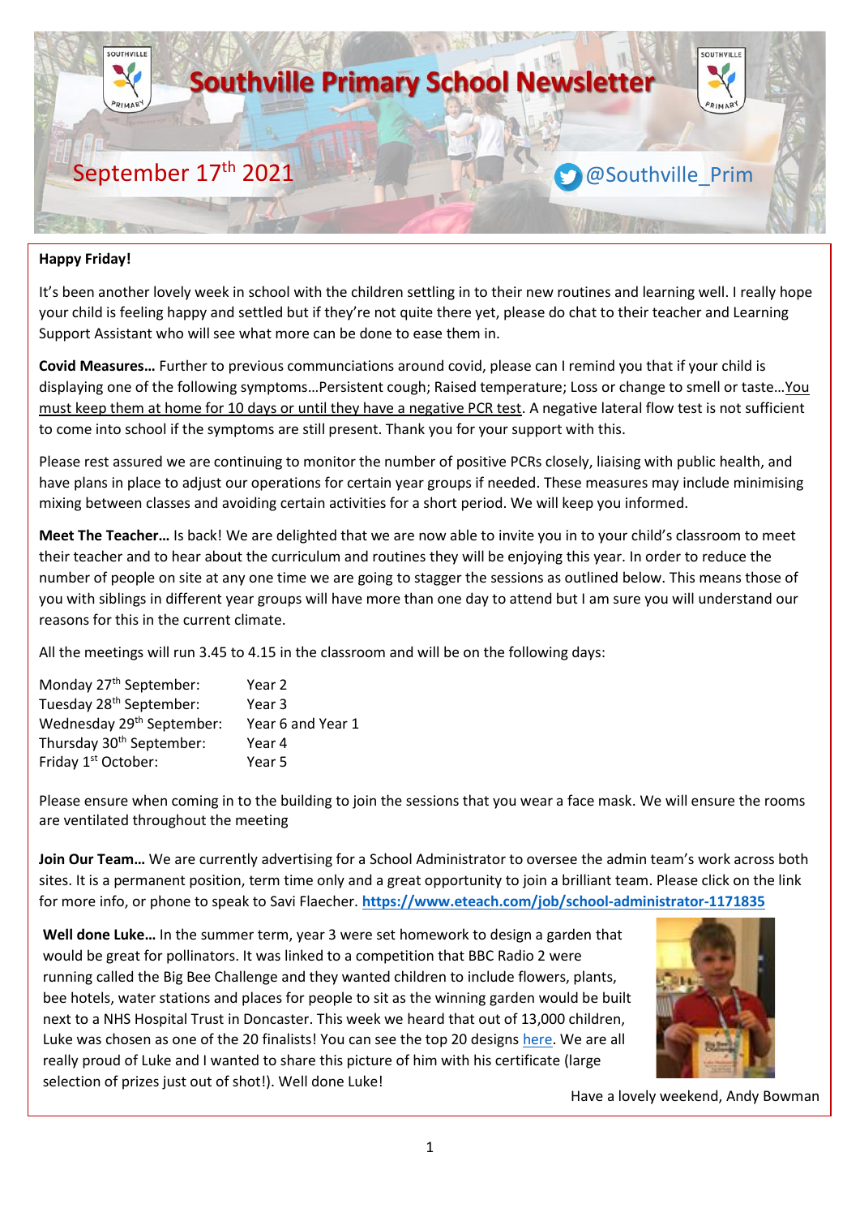# Southville Primary School Newsletter

September 17th 2021 — @Southville_Prim

**Happy Friday!**

It's been another lovely week in school with the children settling in to their new routines and learning well. I really hope your child is feeling happy and settled but if they're not quite there yet, please do chat to their teacher and Learning Support Assistant who will see what more can be done to ease them in.

**Covid Measures…** Further to previous communciations around covid, please can I remind you that if your child is displaying one of the following symptoms…Persistent cough; Raised temperature; Loss or change to smell or taste…You must keep them at home for 10 days or until they have a negative PCR test. A negative lateral flow test is not sufficient to come into school if the symptoms are still present. Thank you for your support with this.

Please rest assured we are continuing to monitor the number of positive PCRs closely, liaising with public health, and have plans in place to adjust our operations for certain year groups if needed. These measures may include minimising mixing between classes and avoiding certain activities for a short period. We will keep you informed.

**Meet The Teacher…** Is back! We are delighted that we are now able to invite you in to your child's classroom to meet their teacher and to hear about the curriculum and routines they will be enjoying this year. In order to reduce the number of people on site at any one time we are going to stagger the sessions as outlined below. This means those of you with siblings in different year groups will have more than one day to attend but I am sure you will understand our reasons for this in the current climate.

All the meetings will run 3.45 to 4.15 in the classroom and will be on the following days:

| | |
|---|---|
| Monday 27th September: | Year 2 |
| Tuesday 28th September: | Year 3 |
| Wednesday 29th September: | Year 6 and Year 1 |
| Thursday 30th September: | Year 4 |
| Friday 1st October: | Year 5 |

Please ensure when coming in to the building to join the sessions that you wear a face mask. We will ensure the rooms are ventilated throughout the meeting

**Join Our Team…** We are currently advertising for a School Administrator to oversee the admin team's work across both sites. It is a permanent position, term time only and a great opportunity to join a brilliant team. Please click on the link for more info, or phone to speak to Savi Flaecher. **https://www.eteach.com/job/school-administrator-1171835**

**Well done Luke…** In the summer term, year 3 were set homework to design a garden that would be great for pollinators. It was linked to a competition that BBC Radio 2 were running called the Big Bee Challenge and they wanted children to include flowers, plants, bee hotels, water stations and places for people to sit as the winning garden would be built next to a NHS Hospital Trust in Doncaster. This week we heard that out of 13,000 children, Luke was chosen as one of the 20 finalists! You can see the top 20 designs here. We are all really proud of Luke and I wanted to share this picture of him with his certificate (large selection of prizes just out of shot!). Well done Luke!

Have a lovely weekend, Andy Bowman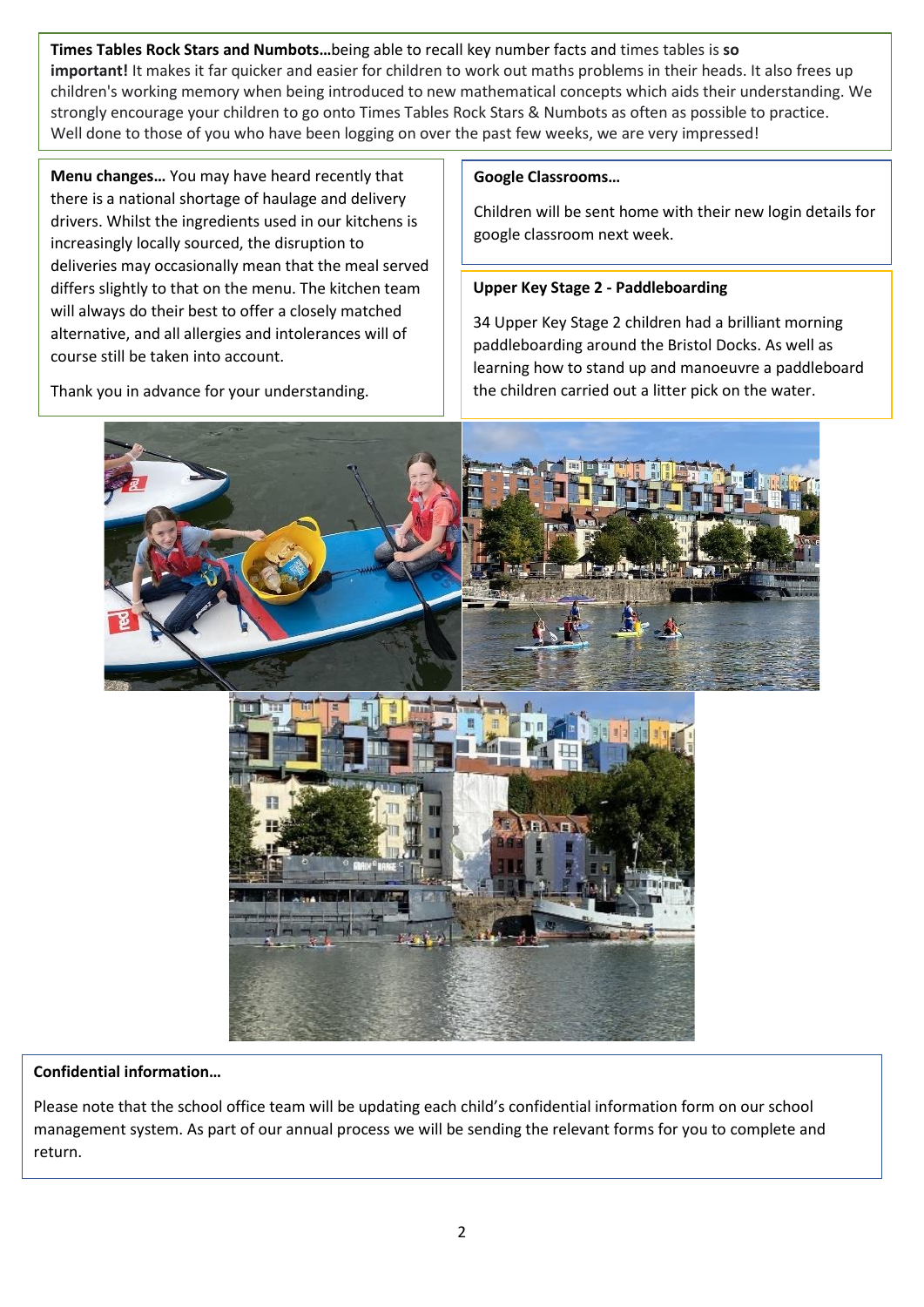**Times Tables Rock Stars and Numbots…**being able to recall key number facts and times tables is **so important!** It makes it far quicker and easier for children to work out maths problems in their heads. It also frees up children's working memory when being introduced to new mathematical concepts which aids their understanding. We strongly encourage your children to go onto Times Tables Rock Stars & Numbots as often as possible to practice. Well done to those of you who have been logging on over the past few weeks, we are very impressed!

**Menu changes…** You may have heard recently that there is a national shortage of haulage and delivery drivers. Whilst the ingredients used in our kitchens is increasingly locally sourced, the disruption to deliveries may occasionally mean that the meal served differs slightly to that on the menu. The kitchen team will always do their best to offer a closely matched alternative, and all allergies and intolerances will of course still be taken into account.

Thank you in advance for your understanding.

**Google Classrooms…**

Children will be sent home with their new login details for google classroom next week.

**Upper Key Stage 2 - Paddleboarding**

34 Upper Key Stage 2 children had a brilliant morning paddleboarding around the Bristol Docks. As well as learning how to stand up and manoeuvre a paddleboard the children carried out a litter pick on the water.

**Confidential information…**

Please note that the school office team will be updating each child's confidential information form on our school management system. As part of our annual process we will be sending the relevant forms for you to complete and return.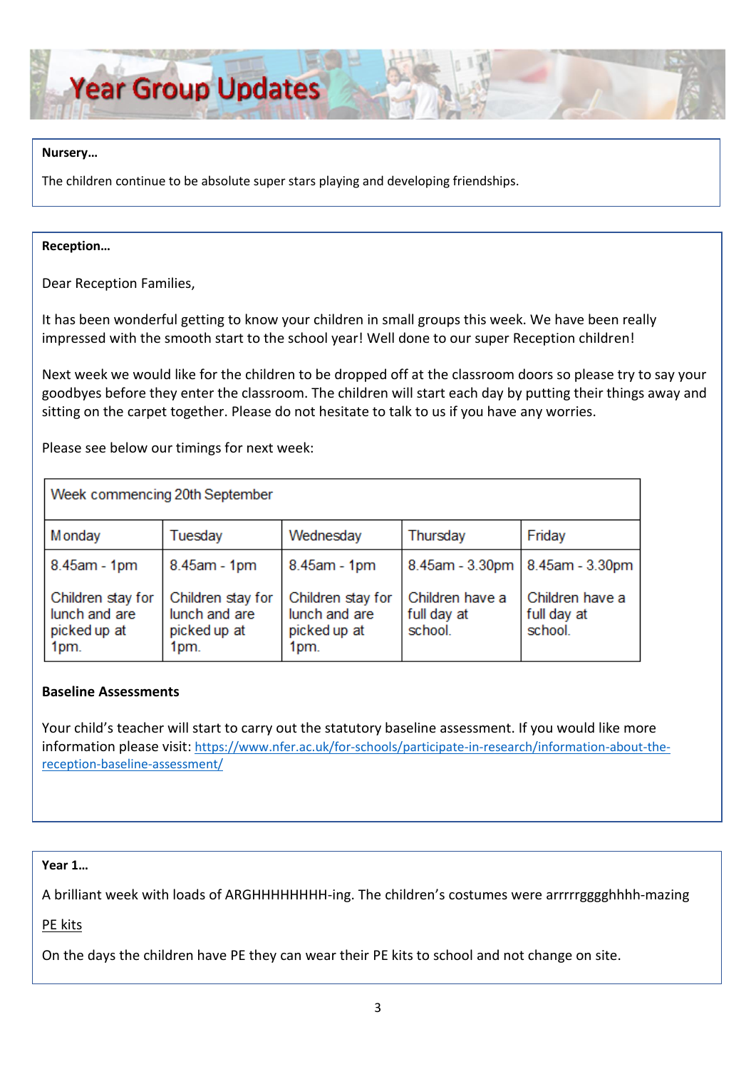# Year Group Updates

**Nursery…**

The children continue to be absolute super stars playing and developing friendships.

**Reception…**

Dear Reception Families,

It has been wonderful getting to know your children in small groups this week. We have been really impressed with the smooth start to the school year! Well done to our super Reception children!

Next week we would like for the children to be dropped off at the classroom doors so please try to say your goodbyes before they enter the classroom. The children will start each day by putting their things away and sitting on the carpet together. Please do not hesitate to talk to us if you have any worries.

Please see below our timings for next week:

| Week commencing 20th September | | | | |
|---|---|---|---|---|
| Monday | Tuesday | Wednesday | Thursday | Friday |
| 8.45am - 1pm<br><br>Children stay for lunch and are picked up at 1pm. | 8.45am - 1pm<br><br>Children stay for lunch and are picked up at 1pm. | 8.45am - 1pm<br><br>Children stay for lunch and are picked up at 1pm. | 8.45am - 3.30pm<br><br>Children have a full day at school. | 8.45am - 3.30pm<br><br>Children have a full day at school. |

**Baseline Assessments**

Your child's teacher will start to carry out the statutory baseline assessment. If you would like more information please visit: https://www.nfer.ac.uk/for-schools/participate-in-research/information-about-the-reception-baseline-assessment/

**Year 1…**

A brilliant week with loads of ARGHHHHHHHH-ing. The children's costumes were arrrrrgggghhhh-mazing

PE kits

On the days the children have PE they can wear their PE kits to school and not change on site.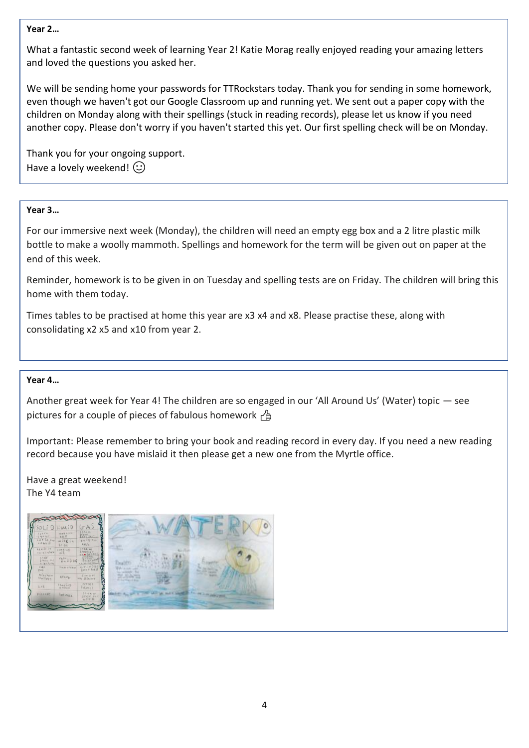**Year 2…**

What a fantastic second week of learning Year 2! Katie Morag really enjoyed reading your amazing letters and loved the questions you asked her.

We will be sending home your passwords for TTRockstars today. Thank you for sending in some homework, even though we haven't got our Google Classroom up and running yet. We sent out a paper copy with the children on Monday along with their spellings (stuck in reading records), please let us know if you need another copy. Please don't worry if you haven't started this yet. Our first spelling check will be on Monday.

Thank you for your ongoing support.
Have a lovely weekend! ☺

**Year 3…**

For our immersive next week (Monday), the children will need an empty egg box and a 2 litre plastic milk bottle to make a woolly mammoth. Spellings and homework for the term will be given out on paper at the end of this week.

Reminder, homework is to be given in on Tuesday and spelling tests are on Friday. The children will bring this home with them today.

Times tables to be practised at home this year are x3 x4 and x8. Please practise these, along with consolidating x2 x5 and x10 from year 2.

**Year 4…**

Another great week for Year 4! The children are so engaged in our 'All Around Us' (Water) topic — see pictures for a couple of pieces of fabulous homework 👍

Important: Please remember to bring your book and reading record in every day. If you need a new reading record because you have mislaid it then please get a new one from the Myrtle office.

Have a great weekend!
The Y4 team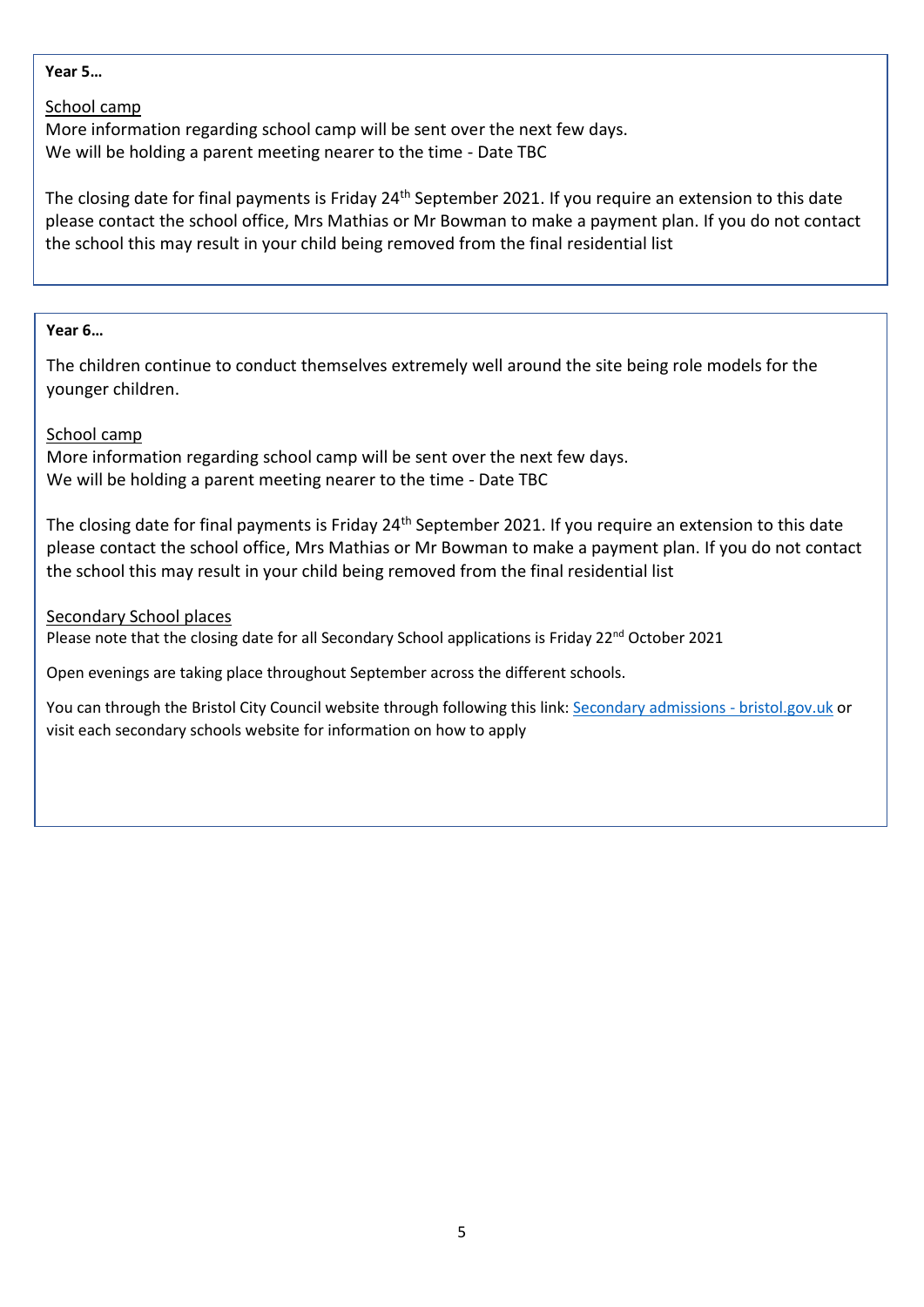**Year 5…**

School camp

More information regarding school camp will be sent over the next few days.
We will be holding a parent meeting nearer to the time - Date TBC

The closing date for final payments is Friday 24th September 2021. If you require an extension to this date please contact the school office, Mrs Mathias or Mr Bowman to make a payment plan. If you do not contact the school this may result in your child being removed from the final residential list

**Year 6…**

The children continue to conduct themselves extremely well around the site being role models for the younger children.

School camp

More information regarding school camp will be sent over the next few days.
We will be holding a parent meeting nearer to the time - Date TBC

The closing date for final payments is Friday 24th September 2021. If you require an extension to this date please contact the school office, Mrs Mathias or Mr Bowman to make a payment plan. If you do not contact the school this may result in your child being removed from the final residential list

Secondary School places

Please note that the closing date for all Secondary School applications is Friday 22nd October 2021

Open evenings are taking place throughout September across the different schools.

You can through the Bristol City Council website through following this link: Secondary admissions - bristol.gov.uk or visit each secondary schools website for information on how to apply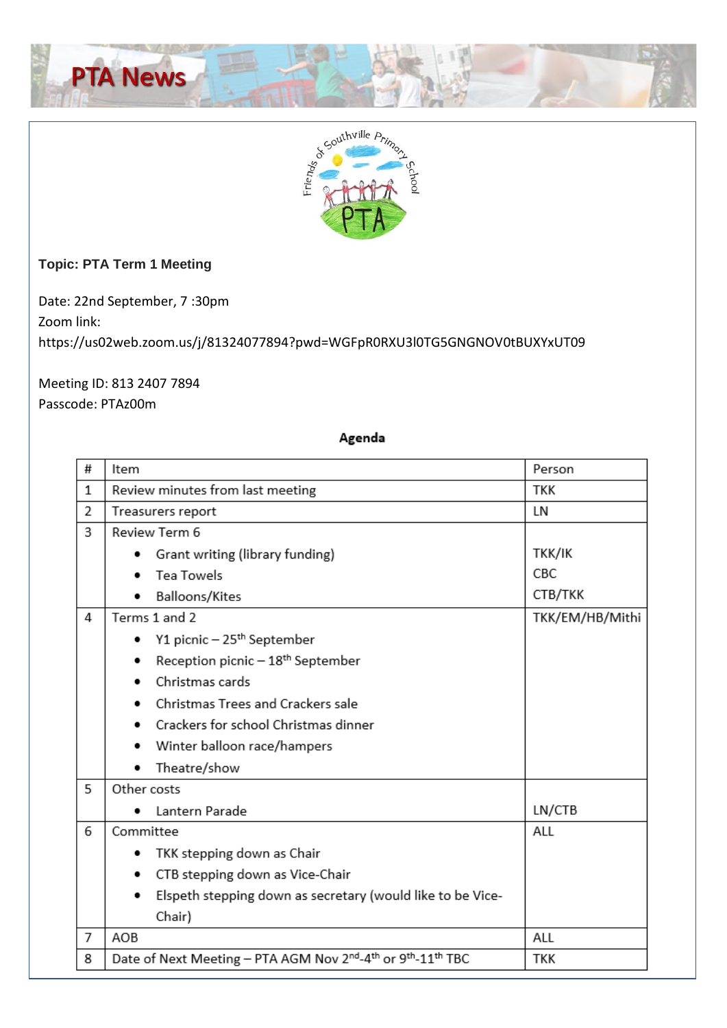# PTA News

Friends of Southville Primary School PTA

**Topic: PTA Term 1 Meeting**

Date: 22nd September, 7 :30pm
Zoom link:
https://us02web.zoom.us/j/81324077894?pwd=WGFpR0RXU3l0TG5GNGNOV0tBUXYxUT09

Meeting ID: 813 2407 7894
Passcode: PTAz00m

**Agenda**

| # | Item | Person |
|---|---|---|
| 1 | Review minutes from last meeting | TKK |
| 2 | Treasurers report | LN |
| 3 | Review Term 6<br>• Grant writing (library funding)<br>• Tea Towels<br>• Balloons/Kites | <br>TKK/IK<br>CBC<br>CTB/TKK |
| 4 | Terms 1 and 2<br>• Y1 picnic – 25th September<br>• Reception picnic – 18th September<br>• Christmas cards<br>• Christmas Trees and Crackers sale<br>• Crackers for school Christmas dinner<br>• Winter balloon race/hampers<br>• Theatre/show | TKK/EM/HB/Mithi |
| 5 | Other costs<br>• Lantern Parade | <br>LN/CTB |
| 6 | Committee<br>• TKK stepping down as Chair<br>• CTB stepping down as Vice-Chair<br>• Elspeth stepping down as secretary (would like to be Vice-Chair) | ALL |
| 7 | AOB | ALL |
| 8 | Date of Next Meeting – PTA AGM Nov 2nd-4th or 9th-11th TBC | TKK |